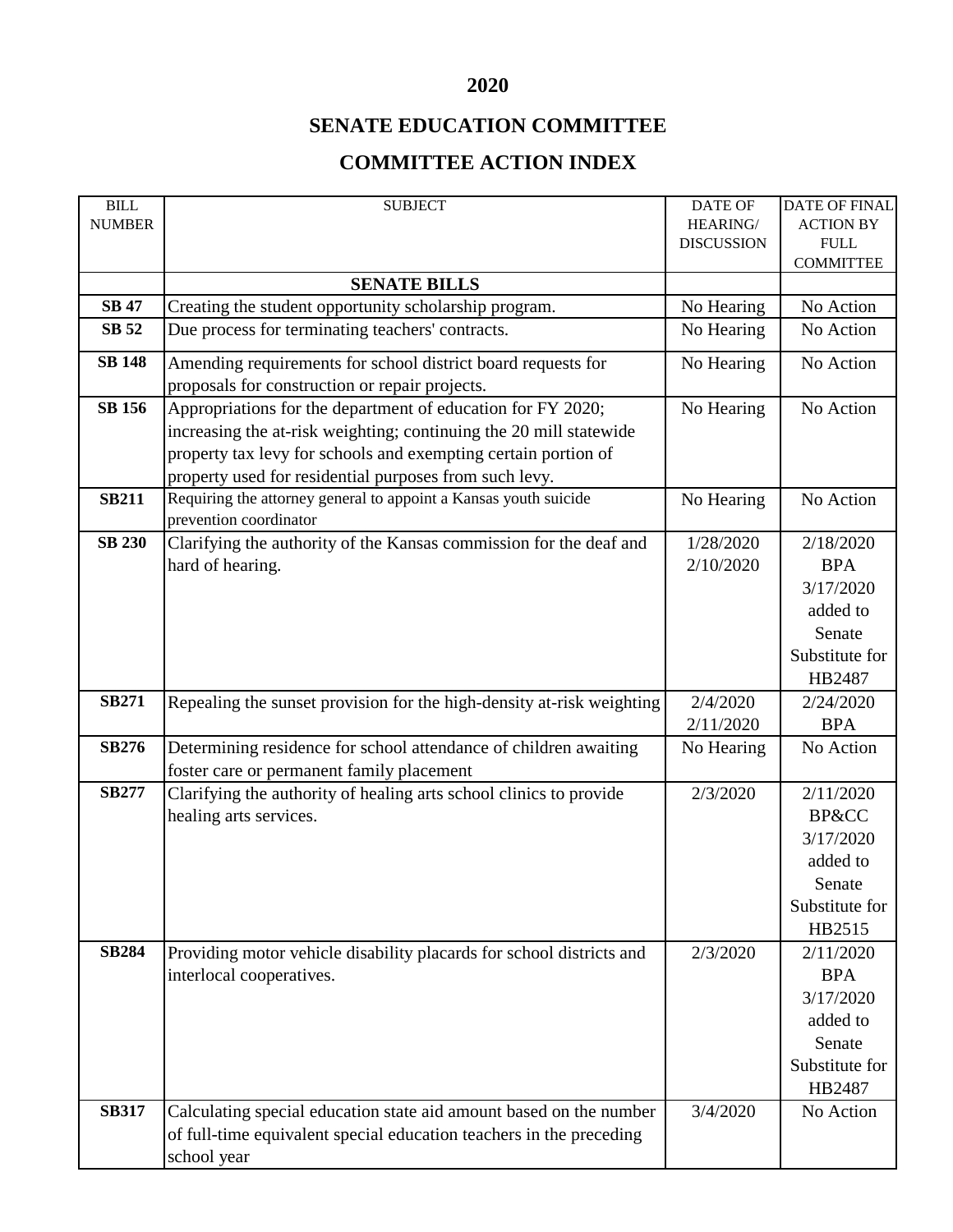# 2020

# SENATE EDUCATION COMMITTEE

# COMMITTEE ACTION INDEX

| BILL NUMBER | SUBJECT | DATE OF HEARING/ DISCUSSION | DATE OF FINAL ACTION BY FULL COMMITTEE |
|---|---|---|---|
| | **SENATE BILLS** | | |
| **SB 47** | Creating the student opportunity scholarship program. | No Hearing | No Action |
| **SB 52** | Due process for terminating teachers' contracts. | No Hearing | No Action |
| **SB 148** | Amending requirements for school district board requests for proposals for construction or repair projects. | No Hearing | No Action |
| **SB 156** | Appropriations for the department of education for FY 2020; increasing the at-risk weighting; continuing the 20 mill statewide property tax levy for schools and exempting certain portion of property used for residential purposes from such levy. | No Hearing | No Action |
| **SB211** | Requiring the attorney general to appoint a Kansas youth suicide prevention coordinator | No Hearing | No Action |
| **SB 230** | Clarifying the authority of the Kansas commission for the deaf and hard of hearing. | 1/28/2020 2/10/2020 | 2/18/2020 BPA 3/17/2020 added to Senate Substitute for HB2487 |
| **SB271** | Repealing the sunset provision for the high-density at-risk weighting | 2/4/2020 2/11/2020 | 2/24/2020 BPA |
| **SB276** | Determining residence for school attendance of children awaiting foster care or permanent family placement | No Hearing | No Action |
| **SB277** | Clarifying the authority of healing arts school clinics to provide healing arts services. | 2/3/2020 | 2/11/2020 BP&CC 3/17/2020 added to Senate Substitute for HB2515 |
| **SB284** | Providing motor vehicle disability placards for school districts and interlocal cooperatives. | 2/3/2020 | 2/11/2020 BPA 3/17/2020 added to Senate Substitute for HB2487 |
| **SB317** | Calculating special education state aid amount based on the number of full-time equivalent special education teachers in the preceding school year | 3/4/2020 | No Action |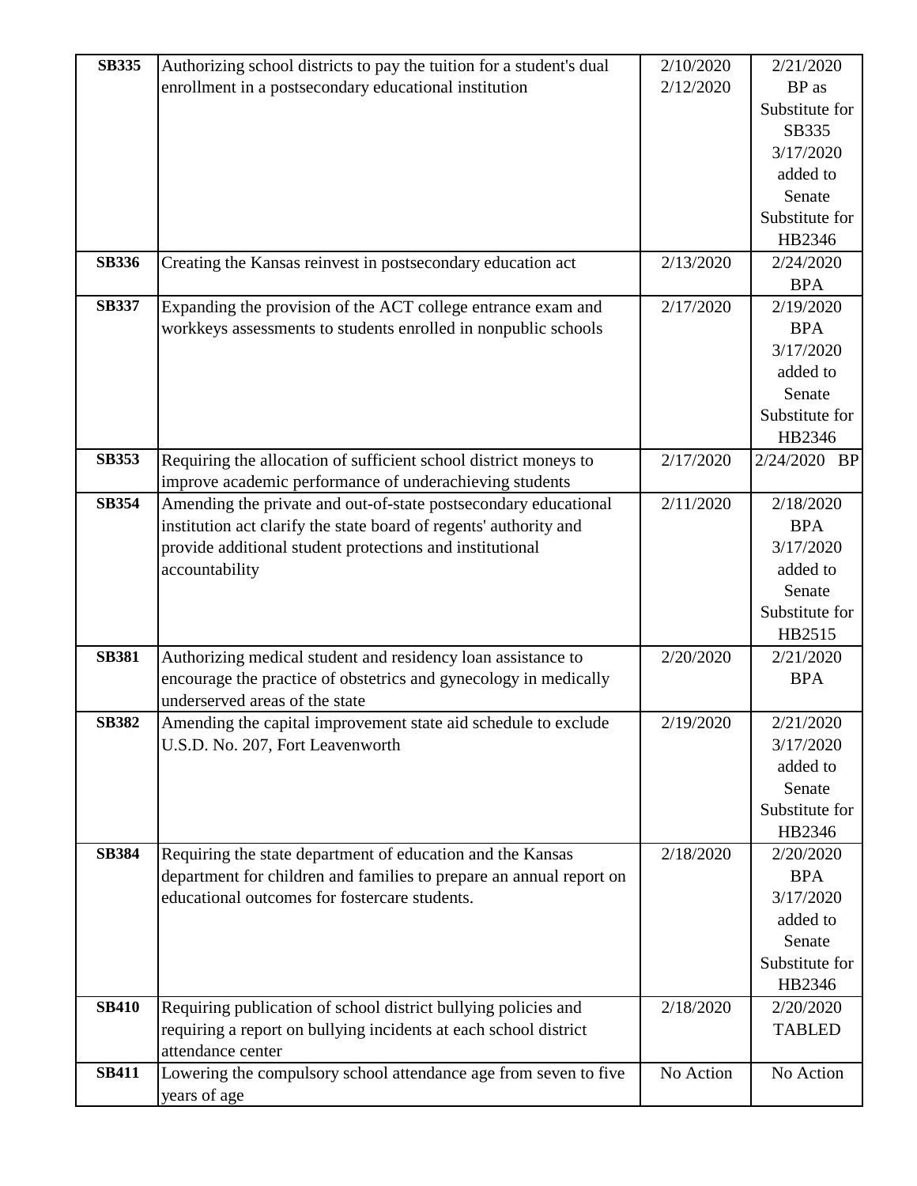| | | | |
|---|---|---|---|
| **SB335** | Authorizing school districts to pay the tuition for a student's dual enrollment in a postsecondary educational institution | 2/10/2020 2/12/2020 | 2/21/2020 BP as Substitute for SB335 3/17/2020 added to Senate Substitute for HB2346 |
| **SB336** | Creating the Kansas reinvest in postsecondary education act | 2/13/2020 | 2/24/2020 BPA |
| **SB337** | Expanding the provision of the ACT college entrance exam and workkeys assessments to students enrolled in nonpublic schools | 2/17/2020 | 2/19/2020 BPA 3/17/2020 added to Senate Substitute for HB2346 |
| **SB353** | Requiring the allocation of sufficient school district moneys to improve academic performance of underachieving students | 2/17/2020 | 2/24/2020 BP |
| **SB354** | Amending the private and out-of-state postsecondary educational institution act clarify the state board of regents' authority and provide additional student protections and institutional accountability | 2/11/2020 | 2/18/2020 BPA 3/17/2020 added to Senate Substitute for HB2515 |
| **SB381** | Authorizing medical student and residency loan assistance to encourage the practice of obstetrics and gynecology in medically underserved areas of the state | 2/20/2020 | 2/21/2020 BPA |
| **SB382** | Amending the capital improvement state aid schedule to exclude U.S.D. No. 207, Fort Leavenworth | 2/19/2020 | 2/21/2020 3/17/2020 added to Senate Substitute for HB2346 |
| **SB384** | Requiring the state department of education and the Kansas department for children and families to prepare an annual report on educational outcomes for fostercare students. | 2/18/2020 | 2/20/2020 BPA 3/17/2020 added to Senate Substitute for HB2346 |
| **SB410** | Requiring publication of school district bullying policies and requiring a report on bullying incidents at each school district attendance center | 2/18/2020 | 2/20/2020 TABLED |
| **SB411** | Lowering the compulsory school attendance age from seven to five years of age | No Action | No Action |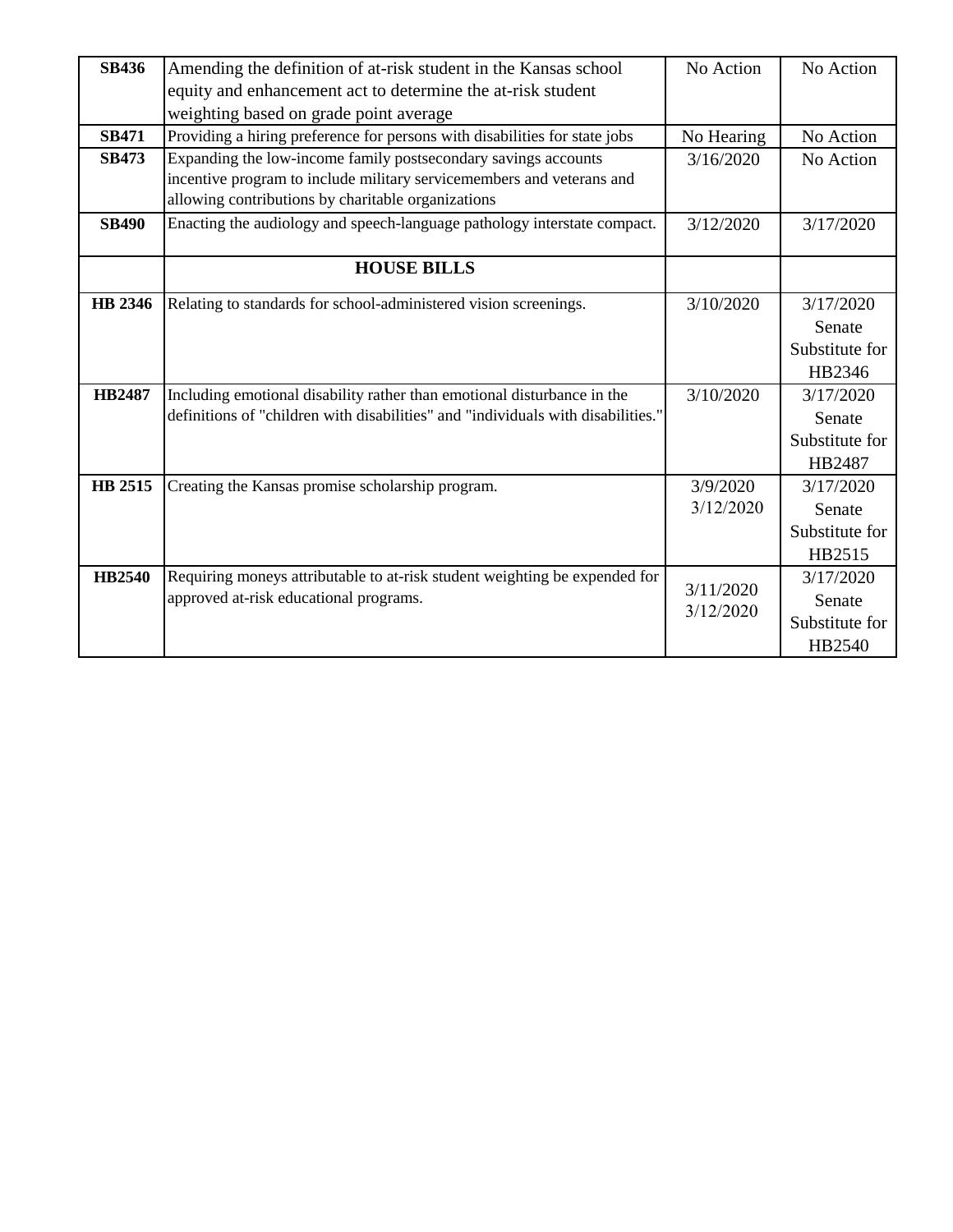| | | | |
|---|---|---|---|
| **SB436** | Amending the definition of at-risk student in the Kansas school equity and enhancement act to determine the at-risk student weighting based on grade point average | No Action | No Action |
| **SB471** | Providing a hiring preference for persons with disabilities for state jobs | No Hearing | No Action |
| **SB473** | Expanding the low-income family postsecondary savings accounts incentive program to include military servicemembers and veterans and allowing contributions by charitable organizations | 3/16/2020 | No Action |
| **SB490** | Enacting the audiology and speech-language pathology interstate compact. | 3/12/2020 | 3/17/2020 |
| | **HOUSE BILLS** | | |
| **HB 2346** | Relating to standards for school-administered vision screenings. | 3/10/2020 | 3/17/2020 Senate Substitute for HB2346 |
| **HB2487** | Including emotional disability rather than emotional disturbance in the definitions of "children with disabilities" and "individuals with disabilities." | 3/10/2020 | 3/17/2020 Senate Substitute for HB2487 |
| **HB 2515** | Creating the Kansas promise scholarship program. | 3/9/2020 3/12/2020 | 3/17/2020 Senate Substitute for HB2515 |
| **HB2540** | Requiring moneys attributable to at-risk student weighting be expended for approved at-risk educational programs. | 3/11/2020 3/12/2020 | 3/17/2020 Senate Substitute for HB2540 |